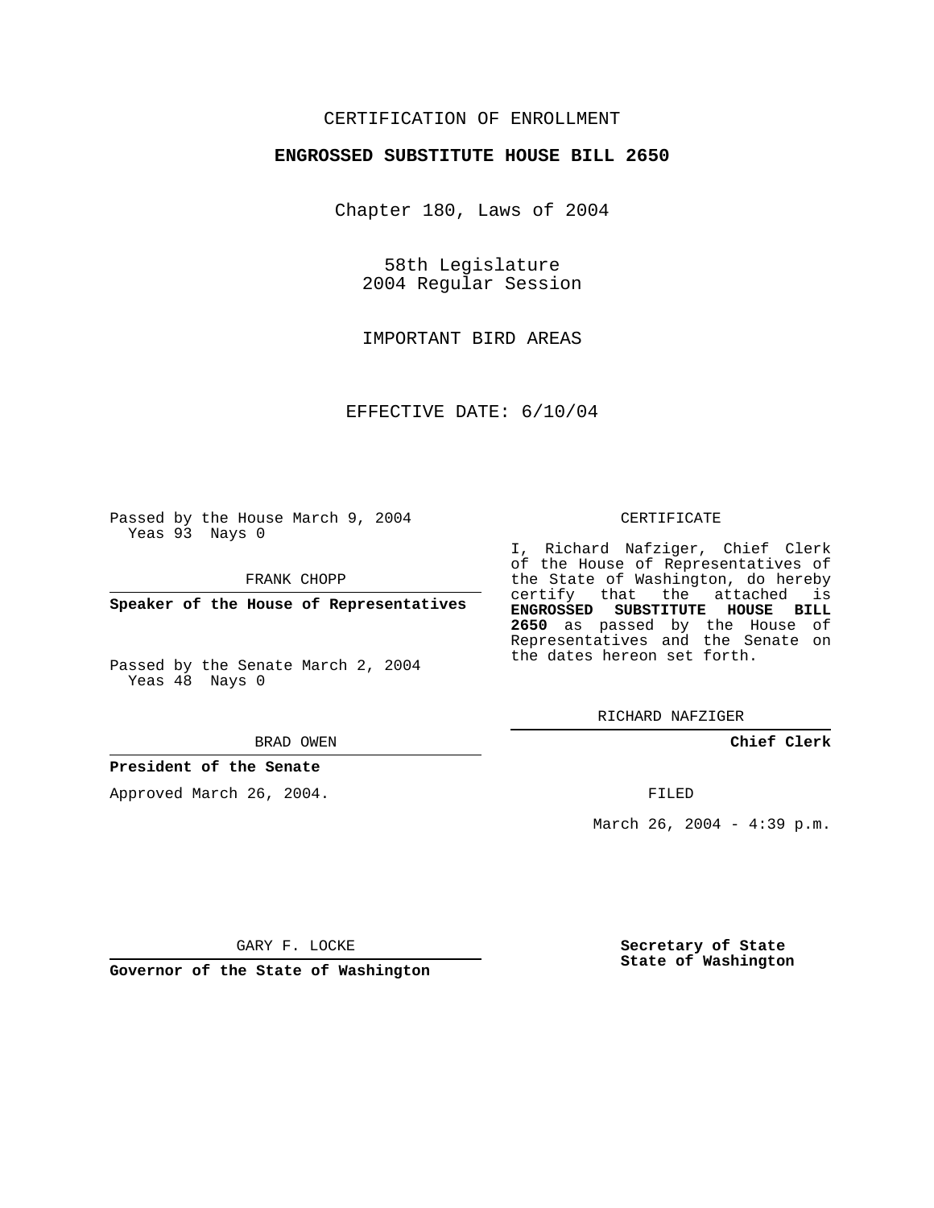CERTIFICATION OF ENROLLMENT

**ENGROSSED SUBSTITUTE HOUSE BILL 2650**

Chapter 180, Laws of 2004

58th Legislature
2004 Regular Session

IMPORTANT BIRD AREAS

EFFECTIVE DATE: 6/10/04

Passed by the House March 9, 2004
Yeas 93 Nays 0

FRANK CHOPP

**Speaker of the House of Representatives**

Passed by the Senate March 2, 2004
Yeas 48 Nays 0

BRAD OWEN

**President of the Senate**

Approved March 26, 2004.

GARY F. LOCKE

**Governor of the State of Washington**

CERTIFICATE

I, Richard Nafziger, Chief Clerk of the House of Representatives of the State of Washington, do hereby certify that the attached is **ENGROSSED SUBSTITUTE HOUSE BILL 2650** as passed by the House of Representatives and the Senate on the dates hereon set forth.

RICHARD NAFZIGER

**Chief Clerk**

FILED

March 26, 2004 - 4:39 p.m.

**Secretary of State**
**State of Washington**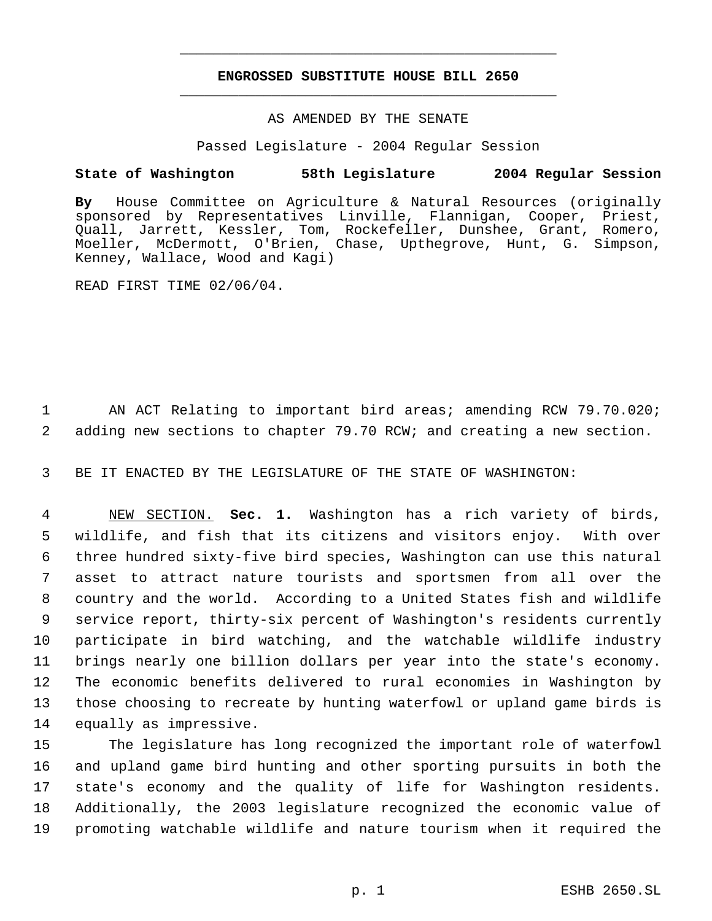# ENGROSSED SUBSTITUTE HOUSE BILL 2650

AS AMENDED BY THE SENATE

Passed Legislature - 2004 Regular Session

**State of Washington 58th Legislature 2004 Regular Session**

**By** House Committee on Agriculture & Natural Resources (originally sponsored by Representatives Linville, Flannigan, Cooper, Priest, Quall, Jarrett, Kessler, Tom, Rockefeller, Dunshee, Grant, Romero, Moeller, McDermott, O'Brien, Chase, Upthegrove, Hunt, G. Simpson, Kenney, Wallace, Wood and Kagi)

READ FIRST TIME 02/06/04.

AN ACT Relating to important bird areas; amending RCW 79.70.020; adding new sections to chapter 79.70 RCW; and creating a new section.

BE IT ENACTED BY THE LEGISLATURE OF THE STATE OF WASHINGTON:

NEW SECTION. **Sec. 1.** Washington has a rich variety of birds, wildlife, and fish that its citizens and visitors enjoy. With over three hundred sixty-five bird species, Washington can use this natural asset to attract nature tourists and sportsmen from all over the country and the world. According to a United States fish and wildlife service report, thirty-six percent of Washington's residents currently participate in bird watching, and the watchable wildlife industry brings nearly one billion dollars per year into the state's economy. The economic benefits delivered to rural economies in Washington by those choosing to recreate by hunting waterfowl or upland game birds is equally as impressive.

The legislature has long recognized the important role of waterfowl and upland game bird hunting and other sporting pursuits in both the state's economy and the quality of life for Washington residents. Additionally, the 2003 legislature recognized the economic value of promoting watchable wildlife and nature tourism when it required the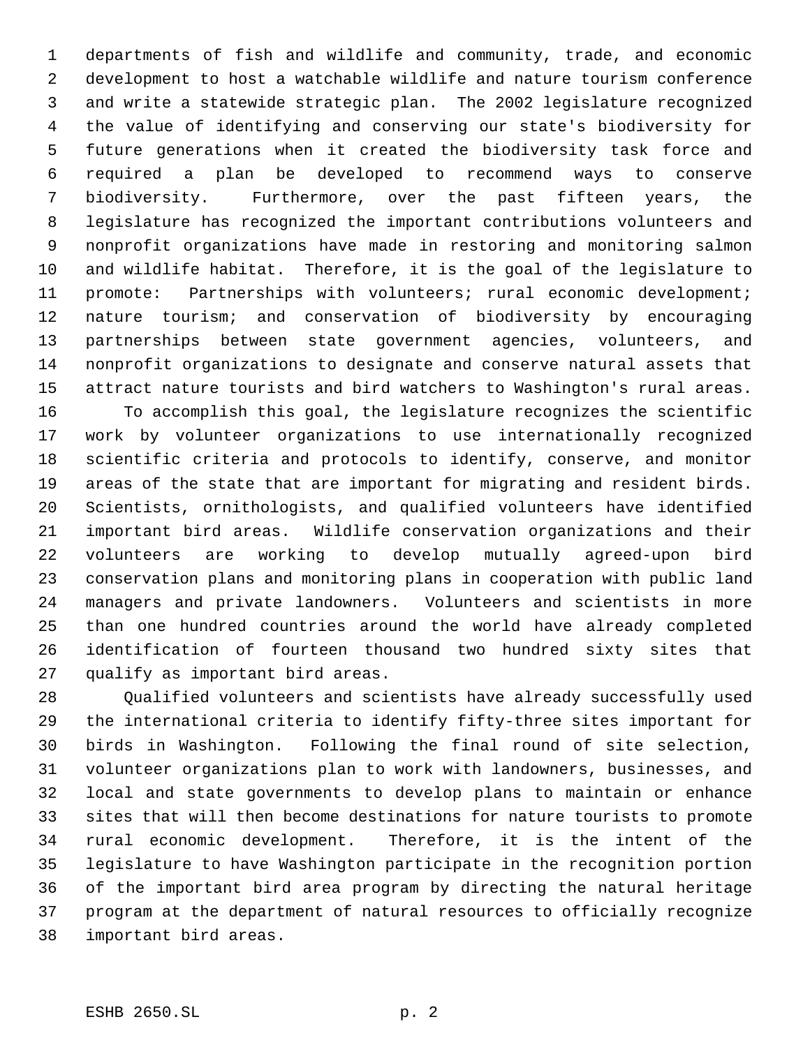departments of fish and wildlife and community, trade, and economic development to host a watchable wildlife and nature tourism conference and write a statewide strategic plan. The 2002 legislature recognized the value of identifying and conserving our state's biodiversity for future generations when it created the biodiversity task force and required a plan be developed to recommend ways to conserve biodiversity. Furthermore, over the past fifteen years, the legislature has recognized the important contributions volunteers and nonprofit organizations have made in restoring and monitoring salmon and wildlife habitat. Therefore, it is the goal of the legislature to promote: Partnerships with volunteers; rural economic development; nature tourism; and conservation of biodiversity by encouraging partnerships between state government agencies, volunteers, and nonprofit organizations to designate and conserve natural assets that attract nature tourists and bird watchers to Washington's rural areas.

To accomplish this goal, the legislature recognizes the scientific work by volunteer organizations to use internationally recognized scientific criteria and protocols to identify, conserve, and monitor areas of the state that are important for migrating and resident birds. Scientists, ornithologists, and qualified volunteers have identified important bird areas. Wildlife conservation organizations and their volunteers are working to develop mutually agreed-upon bird conservation plans and monitoring plans in cooperation with public land managers and private landowners. Volunteers and scientists in more than one hundred countries around the world have already completed identification of fourteen thousand two hundred sixty sites that qualify as important bird areas.

Qualified volunteers and scientists have already successfully used the international criteria to identify fifty-three sites important for birds in Washington. Following the final round of site selection, volunteer organizations plan to work with landowners, businesses, and local and state governments to develop plans to maintain or enhance sites that will then become destinations for nature tourists to promote rural economic development. Therefore, it is the intent of the legislature to have Washington participate in the recognition portion of the important bird area program by directing the natural heritage program at the department of natural resources to officially recognize important bird areas.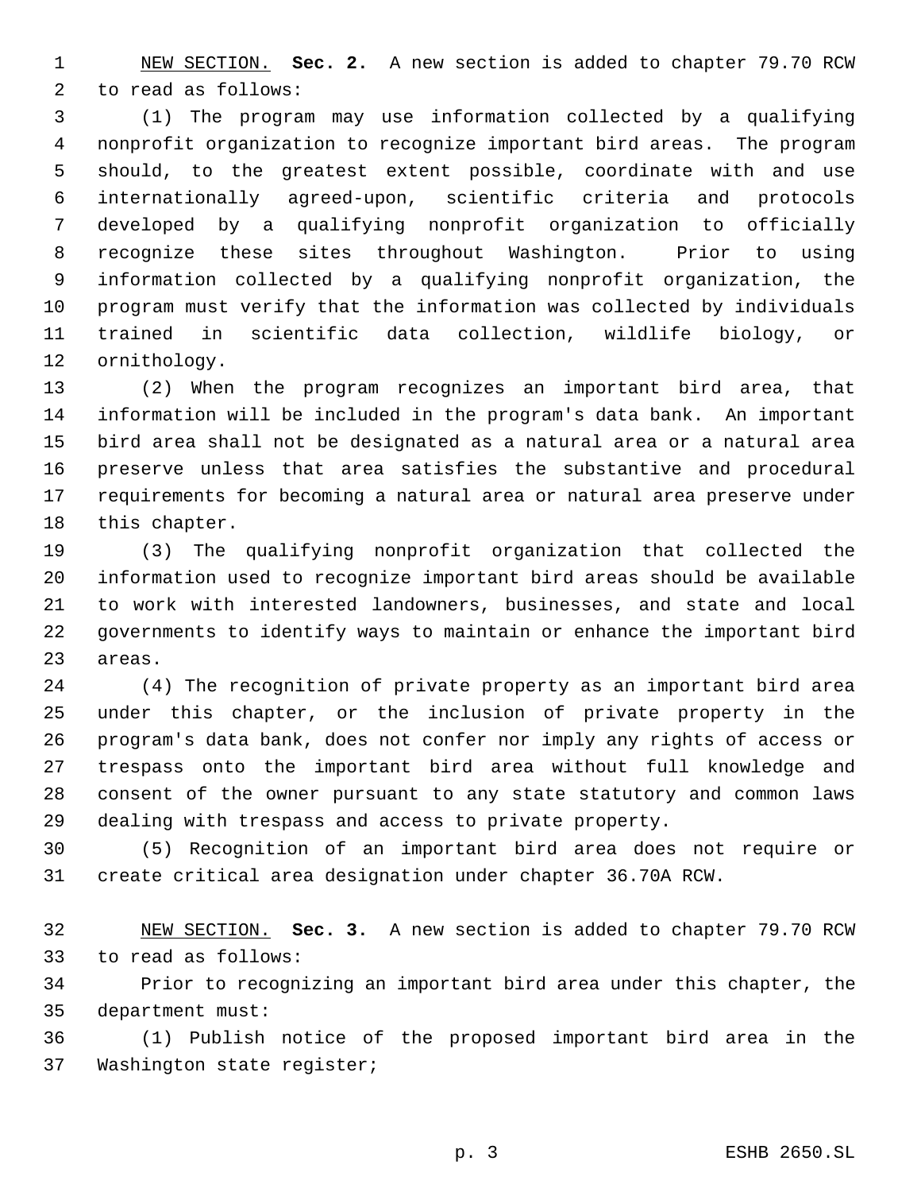NEW SECTION. **Sec. 2.** A new section is added to chapter 79.70 RCW to read as follows:

(1) The program may use information collected by a qualifying nonprofit organization to recognize important bird areas. The program should, to the greatest extent possible, coordinate with and use internationally agreed-upon, scientific criteria and protocols developed by a qualifying nonprofit organization to officially recognize these sites throughout Washington. Prior to using information collected by a qualifying nonprofit organization, the program must verify that the information was collected by individuals trained in scientific data collection, wildlife biology, or ornithology.

(2) When the program recognizes an important bird area, that information will be included in the program's data bank. An important bird area shall not be designated as a natural area or a natural area preserve unless that area satisfies the substantive and procedural requirements for becoming a natural area or natural area preserve under this chapter.

(3) The qualifying nonprofit organization that collected the information used to recognize important bird areas should be available to work with interested landowners, businesses, and state and local governments to identify ways to maintain or enhance the important bird areas.

(4) The recognition of private property as an important bird area under this chapter, or the inclusion of private property in the program's data bank, does not confer nor imply any rights of access or trespass onto the important bird area without full knowledge and consent of the owner pursuant to any state statutory and common laws dealing with trespass and access to private property.

(5) Recognition of an important bird area does not require or create critical area designation under chapter 36.70A RCW.

NEW SECTION. **Sec. 3.** A new section is added to chapter 79.70 RCW to read as follows:

Prior to recognizing an important bird area under this chapter, the department must:

(1) Publish notice of the proposed important bird area in the Washington state register;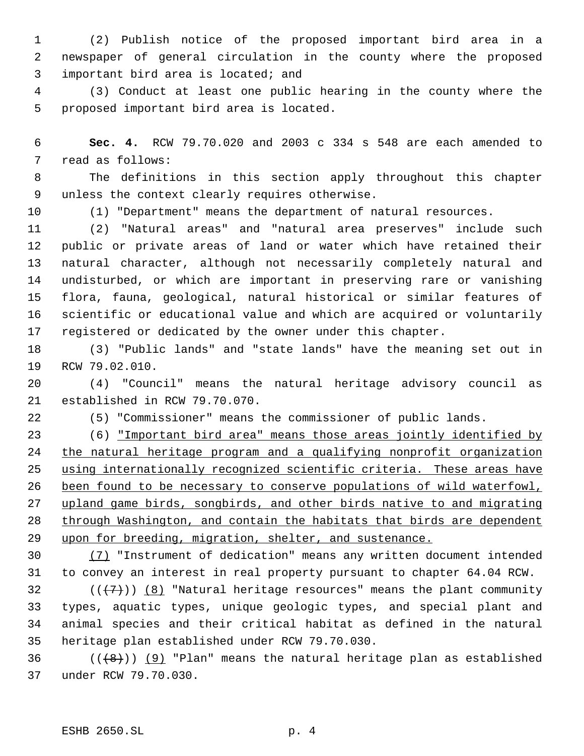(2) Publish notice of the proposed important bird area in a newspaper of general circulation in the county where the proposed important bird area is located; and

(3) Conduct at least one public hearing in the county where the proposed important bird area is located.

**Sec. 4.** RCW 79.70.020 and 2003 c 334 s 548 are each amended to read as follows:

The definitions in this section apply throughout this chapter unless the context clearly requires otherwise.

(1) "Department" means the department of natural resources.

(2) "Natural areas" and "natural area preserves" include such public or private areas of land or water which have retained their natural character, although not necessarily completely natural and undisturbed, or which are important in preserving rare or vanishing flora, fauna, geological, natural historical or similar features of scientific or educational value and which are acquired or voluntarily registered or dedicated by the owner under this chapter.

(3) "Public lands" and "state lands" have the meaning set out in RCW 79.02.010.

(4) "Council" means the natural heritage advisory council as established in RCW 79.70.070.

(5) "Commissioner" means the commissioner of public lands.

(6) <u>"Important bird area" means those areas jointly identified by the natural heritage program and a qualifying nonprofit organization using internationally recognized scientific criteria. These areas have been found to be necessary to conserve populations of wild waterfowl, upland game birds, songbirds, and other birds native to and migrating through Washington, and contain the habitats that birds are dependent upon for breeding, migration, shelter, and sustenance.</u>

<u>(7)</u> "Instrument of dedication" means any written document intended to convey an interest in real property pursuant to chapter 64.04 RCW.

((~~(7)~~)) <u>(8)</u> "Natural heritage resources" means the plant community types, aquatic types, unique geologic types, and special plant and animal species and their critical habitat as defined in the natural heritage plan established under RCW 79.70.030.

((~~(8)~~)) <u>(9)</u> "Plan" means the natural heritage plan as established under RCW 79.70.030.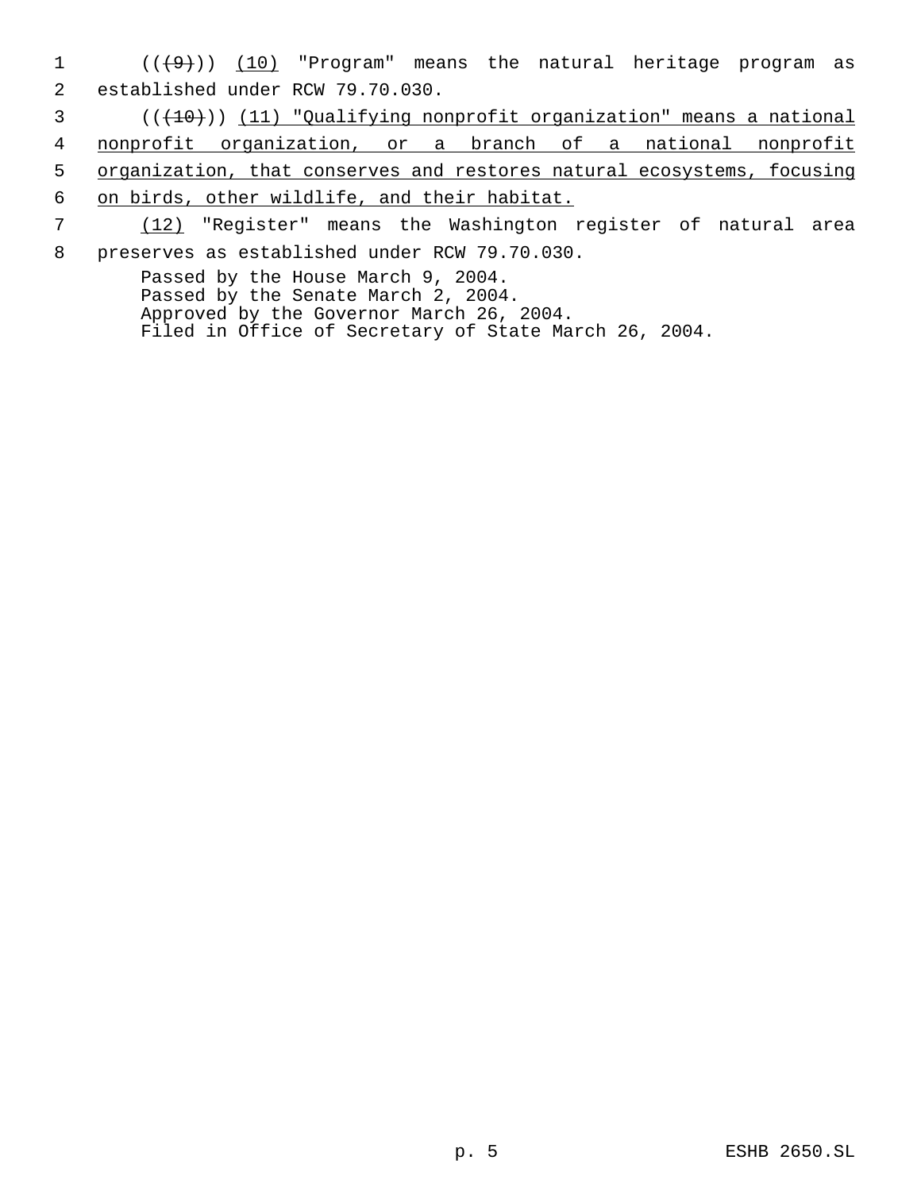((~~(9)~~)) <u>(10)</u> "Program" means the natural heritage program as established under RCW 79.70.030.

((~~(10)~~)) <u>(11) "Qualifying nonprofit organization" means a national nonprofit organization, or a branch of a national nonprofit organization, that conserves and restores natural ecosystems, focusing on birds, other wildlife, and their habitat.</u>

<u>(12)</u> "Register" means the Washington register of natural area preserves as established under RCW 79.70.030.

Passed by the House March 9, 2004.
Passed by the Senate March 2, 2004.
Approved by the Governor March 26, 2004.
Filed in Office of Secretary of State March 26, 2004.